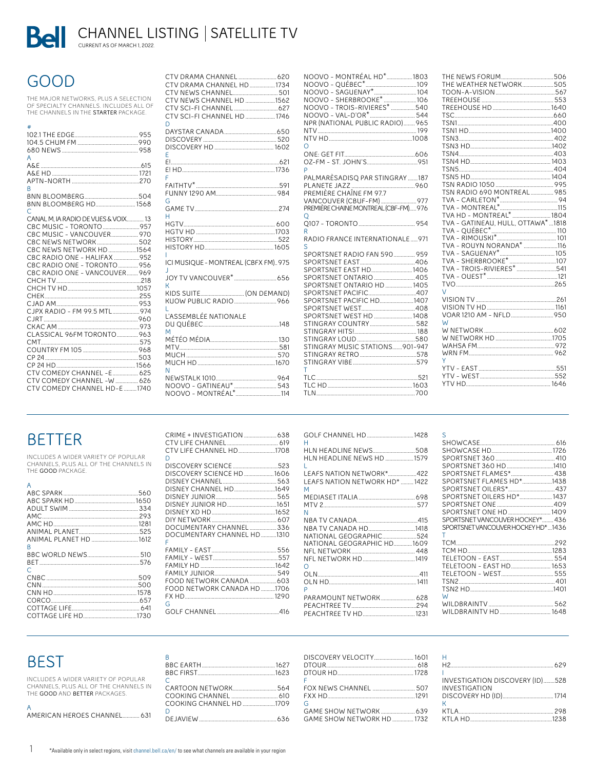# Bell CHANNEL LISTING | SATELLITE TV

CURRENT AS OF MARCH 1, 2022.

## GOOD

THE MAJOR NETWORKS, PLUS A SELECTION OF SPECIALTY CHANNELS. INCLUDES ALL OF THE CHANNELS IN THE **STARTER** PACKAGE.

**#**

- 102.1 THE EDGE ... 955
- 104.5 CHUM FM ... 990
- 680 NEWS ... 958

**A**

- A&E ... 615
- A&E HD ... 1721
- APTN-NORTH ... 270

**B**

- BNN BLOOMBERG ... 504
- BNN BLOOMBERG HD ... 1568

**C**

- CANAL M, IA RADIO DE VUES & VOIX ... 13
- CBC MUSIC - TORONTO ... 957
- CBC MUSIC - VANCOUVER ... 970
- CBC NEWS NETWORK ... 502
- CBC NEWS NETWORK HD ... 1564
- CBC RADIO ONE - HALIFAX ... 952
- CBC RADIO ONE - TORONTO ... 956
- CBC RADIO ONE - VANCOUVER ... 969
- CHCH TV ... 218
- CHCH TV HD ... 1057
- CHEK ... 255
- CJAD AM ... 953
- CJPX RADIO - FM 99.5 MTL ... 974
- CJRT ... 960
- CKAC AM ... 973
- CLASSICAL 96FM TORONTO ... 963
- CMT ... 575
- COUNTRY FM 105 ... 968
- CP 24 ... 503
- CP 24 HD ... 1566
- CTV COMEDY CHANNEL -E ... 625
- CTV COMEDY CHANNEL -W ... 626
- CTV COMEDY CHANNEL HD-E ... 1740
- CTV DRAMA CHANNEL ... 620
- CTV DRAMA CHANNEL HD ... 1734
- CTV NEWS CHANNEL ... 501
- CTV NEWS CHANNEL HD ... 1562
- CTV SCI-FI CHANNEL ... 627
- CTV SCI-FI CHANNEL HD ... 1746

**D**

- DAYSTAR CANADA ... 650
- DISCOVERY ... 520
- DISCOVERY HD ... 1602

**E**

- E! ... 621
- E! HD ... 1736

**F**

- FAITHTV* ... 591
- FUNNY 1290 AM ... 984

**G**

- GAME TV ... 274

**H**

- HGTV ... 600
- HGTV HD ... 1703
- HISTORY ... 522
- HISTORY HD ... 1605

**I**

- ICI MUSIQUE - MONTREAL (CBFX FM) ... 975

**J**

- JOY TV VANCOUVER* ... 656

**K**

- KIDS SUITE ... (ON DEMAND)
- KUOW PUBLIC RADIO ... 966

**L**

- L'ASSEMBLÉE NATIONALE DU QUÉBEC ... 148

**M**

- MÉTÉO MÉDIA ... 130
- MTV ... 581
- MUCH ... 570
- MUCH HD ... 1670

**N**

- NEWSTALK 1010 ... 964
- NOOVO - GATINEAU* ... 543
- NOOVO - MONTRÉAL* ... 114
- NOOVO - MONTRÉAL HD* ... 1803
- NOOVO - QUÉBEC* ... 109
- NOOVO - SAGUENAY* ... 104
- NOOVO - SHERBROOKE* ... 106
- NOOVO - TROIS-RIVIERES* ... 540
- NOOVO - VAL-D'OR* ... 544
- NPR (NATIONAL PUBLIC RADIO) ... 965
- NTV ... 199
- NTV HD ... 1008

**O**

- ONE: GET FIT ... 606
- OZ-FM - ST. JOHN'S ... 951

**P**

- PALMARÈSADISQ PAR STINGRAY ... 187
- PLANETE JAZZ ... 960
- PREMIÈRE CHAÎNE FM 97.7 VANCOUVER (CBUF-FM) ... 977
- PREMIÈRE CHAINE MONTREAL (CBF-FM) ... 976

**Q**

- Q107 - TORONTO ... 954

**R**

- RADIO FRANCE INTERNATIONALE ... 971

**S**

- SPORTSNET RADIO FAN 590 ... 959
- SPORTSNET EAST ... 406
- SPORTSNET EAST HD ... 1406
- SPORTSNET ONTARIO ... 405
- SPORTSNET ONTARIO HD ... 1405
- SPORTSNET PACIFIC ... 407
- SPORTSNET PACIFIC HD ... 1407
- SPORTSNET WEST ... 408
- SPORTSNET WEST HD ... 1408
- STINGRAY COUNTRY ... 582
- STINGRAY HITS! ... 188
- STINGRAY LOUD ... 580
- STINGRAY MUSIC STATIONS ... 901-947
- STINGRAY RETRO ... 578
- STINGRAY VIBE ... 579

**T**

- TLC ... 521
- TLC HD ... 1603
- TLN ... 700
- THE NEWS FORUM ... 506
- THE WEATHER NETWORK ... 505
- TOON-A-VISION ... 567
- TREEHOUSE ... 553
- TREEHOUSE HD ... 1640
- TSC ... 660
- TSN1 ... 400
- TSN1 HD ... 1400
- TSN3 ... 402
- TSN3 HD ... 1402
- TSN4 ... 403
- TSN4 HD ... 1403
- TSN5 ... 404
- TSN5 HD ... 1404
- TSN RADIO 1050 ... 995
- TSN RADIO 690 MONTREAL ... 985
- TVA - CARLETON* ... 94
- TVA - MONTREAL* ... 115
- TVA HD - MONTREAL* ... 1804
- TVA - GATINEAU, HULL, OTTAWA* ... 1818
- TVA - QUÉBEC* ... 110
- TVA - RIMOUSKI* ... 101
- TVA - ROUYN NORANDA* ... 116
- TVA - SAGUENAY* ... 105
- TVA - SHERBROOKE* ... 107
- TVA - TROIS-RIVIERES* ... 541
- TVA - OUEST* ... 121
- TVO ... 265

**V**

- VISION TV ... 261
- VISION TV HD ... 1161
- VOAR 1210 AM - NFLD ... 950

**W**

- W NETWORK ... 602
- W NETWORK HD ... 1705
- WAHSA FM ... 972
- WRN FM ... 962

**Y**

- YTV - EAST ... 551
- YTV - WEST ... 552
- YTV HD ... 1646

## BETTER

INCLUDES A WIDER VARIETY OF POPULAR CHANNELS, PLUS ALL OF THE CHANNELS IN THE **GOOD** PACKAGE.

**A**

- ABC SPARK ... 560
- ABC SPARK HD ... 1650
- ADULT SWIM ... 334
- AMC ... 293
- AMC HD ... 1281
- ANIMAL PLANET ... 525
- ANIMAL PLANET HD ... 1612

**B**

- BBC WORLD NEWS ... 510
- BET ... 576

**C**

- CNBC ... 509
- CNN ... 500
- CNN HD ... 1578
- CORCO ... 657
- COTTAGE LIFE ... 641
- COTTAGE LIFE HD ... 1730
- CRIME + INVESTIGATION ... 638
- CTV LIFE CHANNEL ... 619
- CTV LIFE CHANNEL HD ... 1708

**D**

- DISCOVERY SCIENCE ... 523
- DISCOVERY SCIENCE HD ... 1606
- DISNEY CHANNEL ... 563
- DISNEY CHANNEL HD ... 1649
- DISNEY JUNIOR ... 565
- DISNEY JUNIOR HD ... 1651
- DISNEY XD HD ... 1652
- DIY NETWORK ... 607
- DOCUMENTARY CHANNEL ... 336
- DOCUMENTARY CHANNEL HD ... 1310

**F**

- FAMILY - EAST ... 556
- FAMILY - WEST ... 557
- FAMILY HD ... 1642
- FAMILY JUNIOR ... 549
- FOOD NETWORK CANADA ... 603
- FOOD NETWORK CANADA HD ... 1706
- FX HD ... 1290

**G**

- GOLF CHANNEL ... 416
- GOLF CHANNEL HD ... 1428

**H**

- HLN HEADLINE NEWS ... 508
- HLN HEADLINE NEWS HD ... 1579

**L**

- LEAFS NATION NETWORK* ... 422
- LEAFS NATION NETWORK HD* ... 1422

**M**

- MEDIASET ITALIA ... 698
- MTV 2 ... 577

**N**

- NBA TV CANADA ... 415
- NBA TV CANADA HD ... 1418
- NATIONAL GEOGRAPHIC ... 524
- NATIONAL GEOGRAPHIC HD ... 1609
- NFL NETWORK ... 448
- NFL NETWORK HD ... 1419

**O**

- OLN ... 411
- OLN HD ... 1411

**P**

- PARAMOUNT NETWORK ... 628
- PEACHTREE TV ... 294
- PEACHTREE TV HD ... 1231

**S**

- SHOWCASE ... 616
- SHOWCASE HD ... 1726
- SPORTSNET 360 ... 410
- SPORTSNET 360 HD ... 1410
- SPORTSNET FLAMES* ... 438
- SPORTSNET FLAMES HD* ... 1438
- SPORTSNET OILERS* ... 437
- SPORTSNET OILERS HD* ... 1437
- SPORTSNET ONE ... 409
- SPORTSNET ONE HD ... 1409
- SPORTSNET VANCOUVER HOCKEY* ... 436
- SPORTSNET VANCOUVER HOCKEY HD* ... 1436

**T**

- TCM ... 292
- TCM HD ... 1283
- TELETOON - EAST ... 554
- TELETOON - EAST HD ... 1653
- TELETOON - WEST ... 555
- TSN2 ... 401
- TSN2 HD ... 1401

**W**

- WILDBRAINTV ... 562
- WILDBRAINTV HD ... 1648

## BEST

INCLUDES A WIDER VARIETY OF POPULAR CHANNELS, PLUS ALL OF THE CHANNELS IN THE **GOOD** AND **BETTER** PACKAGES.

**A**

- AMERICAN HEROES CHANNEL ... 631

**B**

- BBC EARTH ... 1627
- BBC FIRST ... 1623

**C**

- CARTOON NETWORK ... 564
- COOKING CHANNEL ... 610
- COOKING CHANNEL HD ... 1709

**D**

- DEJAVIEW ... 636
- DISCOVERY VELOCITY ... 1601
- DTOUR ... 618
- DTOUR HD ... 1728

**F**

- FOX NEWS CHANNEL ... 507
- FXX HD ... 1291

**G**

- GAME SHOW NETWORK ... 639
- GAME SHOW NETWORK HD ... 1732

**H**

- H2 ... 629

**I**

- INVESTIGATION DISCOVERY (ID) ... 528
- INVESTIGATION DISCOVERY HD (ID) ... 1714

**K**

- KTLA ... 298
- KTLA HD ... 1238

*Available only in select regions, visit channel.bell.ca/en/ to see what channels are available in your region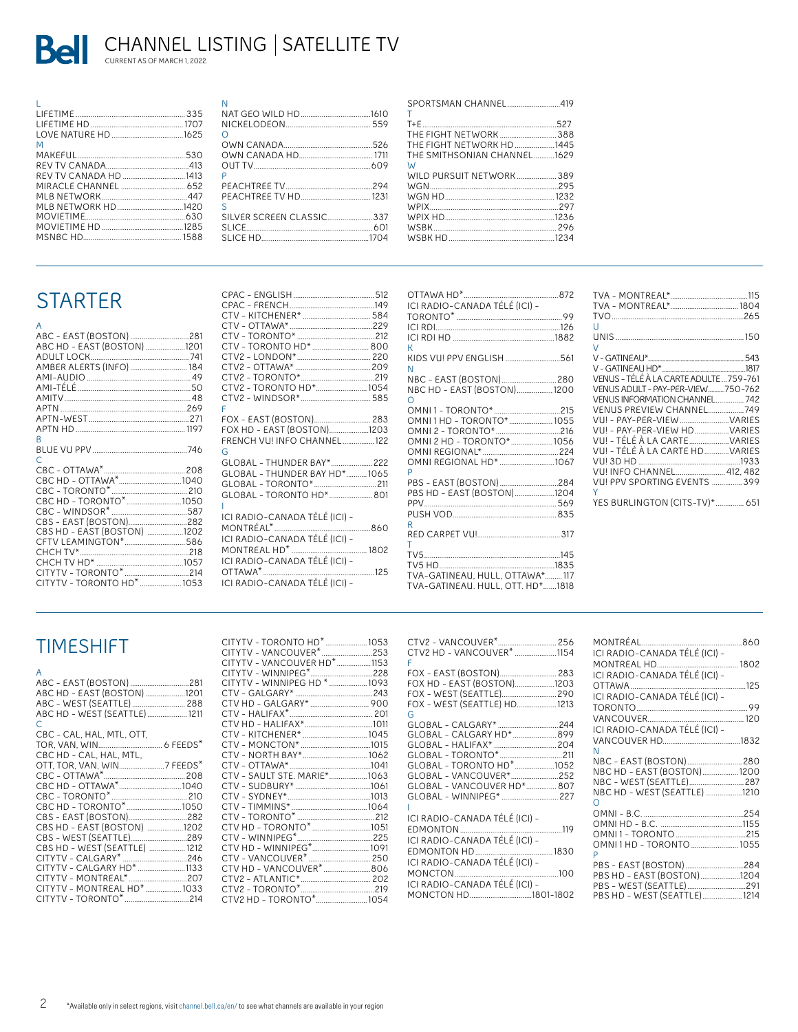# CHANNEL LISTING | SATELLITE TV

CURRENT AS OF MARCH 1, 2022.

L

- LIFETIME .......... 335
- LIFETIME HD .......... 1707
- LOVE NATURE HD .......... 1625

M

- MAKEFUL .......... 530
- REV TV CANADA .......... 413
- REV TV CANADA HD .......... 1413
- MIRACLE CHANNEL .......... 652
- MLB NETWORK .......... 447
- MLB NETWORK HD .......... 1420
- MOVIETIME .......... 630
- MOVIETIME HD .......... 1285
- MSNBC HD .......... 1588

N

- NAT GEO WILD HD .......... 1610
- NICKELODEON .......... 559

O

- OWN CANADA .......... 526
- OWN CANADA HD .......... 1711
- OUT TV .......... 609

P

- PEACHTREE TV .......... 294
- PEACHTREE TV HD .......... 1231

S

- SILVER SCREEN CLASSIC .......... 337
- SLICE .......... 601
- SLICE HD .......... 1704
- SPORTSMAN CHANNEL .......... 419

T

- T+E .......... 527
- THE FIGHT NETWORK .......... 388
- THE FIGHT NETWORK HD .......... 1445
- THE SMITHSONIAN CHANNEL .......... 1629

W

- WILD PURSUIT NETWORK .......... 389
- WGN .......... 295
- WGN HD .......... 1232
- WPIX .......... 297
- WPIX HD .......... 1236
- WSBK .......... 296
- WSBK HD .......... 1234

## STARTER

A

- ABC - EAST (BOSTON) .......... 281
- ABC HD - EAST (BOSTON) .......... 1201
- ADULT LOCK .......... 741
- AMBER ALERTS (INFO) .......... 184
- AMI-AUDIO .......... 49
- AMI-TÉLÉ .......... 50
- AMITV .......... 48
- APTN .......... 269
- APTN-WEST .......... 271
- APTN HD .......... 1197

B

- BLUE VU PPV .......... 746

C

- CBC - OTTAWA* .......... 208
- CBC HD - OTTAWA* .......... 1040
- CBC - TORONTO* .......... 210
- CBC HD - TORONTO* .......... 1050
- CBC - WINDSOR* .......... 587
- CBS - EAST (BOSTON) .......... 282
- CBS HD - EAST (BOSTON) .......... 1202
- CFTV LEAMINGTON* .......... 586
- CHCH TV* .......... 218
- CHCH TV HD* .......... 1057
- CITYTV - TORONTO* .......... 214
- CITYTV - TORONTO HD* .......... 1053
- CPAC - ENGLISH .......... 512
- CPAC - FRENCH .......... 149
- CTV - KITCHENER* .......... 584
- CTV - OTTAWA* .......... 229
- CTV - TORONTO* .......... 212
- CTV - TORONTO HD* .......... 800
- CTV2 - LONDON* .......... 220
- CTV2 - OTTAWA* .......... 209
- CTV2 - TORONTO* .......... 219
- CTV2 - TORONTO HD* .......... 1054
- CTV2 - WINDSOR* .......... 585

F

- FOX - EAST (BOSTON) .......... 283
- FOX HD - EAST (BOSTON) .......... 1203
- FRENCH VU! INFO CHANNEL .......... 122

G

- GLOBAL - THUNDER BAY* .......... 222
- GLOBAL - THUNDER BAY HD* .......... 1065
- GLOBAL - TORONTO* .......... 211
- GLOBAL - TORONTO HD* .......... 801

I

- ICI RADIO-CANADA TÉLÉ (ICI) - MONTRÉAL* .......... 860
- ICI RADIO-CANADA TÉLÉ (ICI) - MONTREAL HD* .......... 1802
- ICI RADIO-CANADA TÉLÉ (ICI) - OTTAWA* .......... 125
- ICI RADIO-CANADA TÉLÉ (ICI) - OTTAWA HD* .......... 872
- ICI RADIO-CANADA TÉLÉ (ICI) - TORONTO* .......... 99
- ICI RDI .......... 126
- ICI RDI HD .......... 1882

K

- KIDS VU! PPV ENGLISH .......... 561

N

- NBC - EAST (BOSTON) .......... 280
- NBC HD - EAST (BOSTON) .......... 1200

O

- OMNI 1 - TORONTO* .......... 215
- OMNI 1 HD - TORONTO* .......... 1055
- OMNI 2 - TORONTO* .......... 216
- OMNI 2 HD - TORONTO* .......... 1056
- OMNI REGIONAL* .......... 224
- OMNI REGIONAL HD* .......... 1067

P

- PBS - EAST (BOSTON) .......... 284
- PBS HD - EAST (BOSTON) .......... 1204
- PPV .......... 569
- PUSH VOD .......... 835

R

- RED CARPET VU! .......... 317

T

- TV5 .......... 145
- TV5 HD .......... 1835
- TVA-GATINEAU, HULL, OTTAWA* .......... 117
- TVA-GATINEAU, HULL, OTT. HD* .......... 1818
- TVA - MONTREAL* .......... 115
- TVA - MONTREAL* .......... 1804
- TVO .......... 265

U

- UNIS .......... 150

V

- V - GATINEAU* .......... 543
- V - GATINEAU HD* .......... 1817
- VENUS - TÉLÉ À LA CARTE ADULTE .......... 759-761
- VENUS ADULT - PAY-PER-VIEW .......... 750-762
- VENUS INFORMATION CHANNEL .......... 742
- VENUS PREVIEW CHANNEL .......... 749
- VU! - PAY-PER-VIEW .......... VARIES
- VU! - PAY-PER-VIEW HD .......... VARIES
- VU! - TÉLÉ À LA CARTE .......... VARIES
- VU! - TÉLÉ À LA CARTE HD .......... VARIES
- VU! 3D HD .......... 1933
- VU! INFO CHANNEL .......... 412, 482
- VU! PPV SPORTING EVENTS .......... 399

Y

- YES BURLINGTON (CITS-TV)* .......... 651

## TIMESHIFT

A

- ABC - EAST (BOSTON) .......... 281
- ABC HD - EAST (BOSTON) .......... 1201
- ABC - WEST (SEATTLE) .......... 288
- ABC HD - WEST (SEATTLE) .......... 1211

C

- CBC - CAL, HAL, MTL, OTT, TOR, VAN, WIN .......... 6 FEEDS*
- CBC HD - CAL, HAL, MTL, OTT, TOR, VAN, WIN .......... 7 FEEDS*
- CBC - OTTAWA* .......... 208
- CBC HD - OTTAWA* .......... 1040
- CBC - TORONTO* .......... 210
- CBC HD - TORONTO* .......... 1050
- CBS - EAST (BOSTON) .......... 282
- CBS HD - EAST (BOSTON) .......... 1202
- CBS - WEST (SEATTLE) .......... 289
- CBS HD - WEST (SEATTLE) .......... 1212
- CITYTV - CALGARY* .......... 246
- CITYTV - CALGARY HD* .......... 1133
- CITYTV - MONTREAL* .......... 207
- CITYTV - MONTREAL HD* .......... 1033
- CITYTV - TORONTO* .......... 214
- CITYTV - TORONTO HD* .......... 1053
- CITYTV - VANCOUVER* .......... 253
- CITYTV - VANCOUVER HD* .......... 1153
- CITYTV - WINNIPEG* .......... 228
- CITYTV - WINNIPEG HD* .......... 1093
- CTV - GALGARY* .......... 243
- CTV HD - GALGARY* .......... 900
- CTV - HALIFAX* .......... 201
- CTV HD - HALIFAX* .......... 1011
- CTV - KITCHENER* .......... 1045
- CTV - MONCTON* .......... 1015
- CTV - NORTH BAY* .......... 1062
- CTV - OTTAWA* .......... 1041
- CTV - SAULT STE. MARIE* .......... 1063
- CTV - SUDBURY* .......... 1061
- CTV - SYDNEY* .......... 1013
- CTV - TIMMINS* .......... 1064
- CTV - TORONTO* .......... 212
- CTV HD - TORONTO* .......... 1051
- CTV - WINNIPEG* .......... 225
- CTV HD - WINNIPEG* .......... 1091
- CTV - VANCOUVER* .......... 250
- CTV HD - VANCOUVER* .......... 806
- CTV2 - ATLANTIC* .......... 202
- CTV2 - TORONTO* .......... 219
- CTV2 HD - TORONTO* .......... 1054
- CTV2 - VANCOUVER* .......... 256
- CTV2 HD - VANCOUVER* .......... 1154

F

- FOX - EAST (BOSTON) .......... 283
- FOX HD - EAST (BOSTON) .......... 1203
- FOX - WEST (SEATTLE) .......... 290
- FOX - WEST (SEATTLE) HD .......... 1213

G

- GLOBAL - CALGARY* .......... 244
- GLOBAL - CALGARY HD* .......... 899
- GLOBAL - HALIFAX* .......... 204
- GLOBAL - TORONTO* .......... 211
- GLOBAL - TORONTO HD* .......... 1052
- GLOBAL - VANCOUVER* .......... 252
- GLOBAL - VANCOUVER HD* .......... 807
- GLOBAL - WINNIPEG* .......... 227

I

- ICI RADIO-CANADA TÉLÉ (ICI) - EDMONTON .......... 119
- ICI RADIO-CANADA TÉLÉ (ICI) - EDMONTON HD .......... 1830
- ICI RADIO-CANADA TÉLÉ (ICI) - MONCTON .......... 100
- ICI RADIO-CANADA TÉLÉ (ICI) - MONCTON HD .......... 1801-1802
- MONTRÉAL .......... 860
- ICI RADIO-CANADA TÉLÉ (ICI) - MONTREAL HD .......... 1802
- ICI RADIO-CANADA TÉLÉ (ICI) - OTTAWA .......... 125
- ICI RADIO-CANADA TÉLÉ (ICI) - TORONTO .......... 99
- VANCOUVER .......... 120
- ICI RADIO-CANADA TÉLÉ (ICI) - VANCOUVER HD .......... 1832

N

- NBC - EAST (BOSTON) .......... 280
- NBC HD - EAST (BOSTON) .......... 1200
- NBC - WEST (SEATTLE) .......... 287
- NBC HD - WEST (SEATTLE) .......... 1210

O

- OMNI - B.C. .......... 254
- OMNI HD - B.C. .......... 1155
- OMNI 1 - TORONTO .......... 215
- OMNI 1 HD - TORONTO .......... 1055

P

- PBS - EAST (BOSTON) .......... 284
- PBS HD - EAST (BOSTON) .......... 1204
- PBS - WEST (SEATTLE) .......... 291
- PBS HD - WEST (SEATTLE) .......... 1214

*Available only in select regions, visit channel.bell.ca/en/ to see what channels are available in your region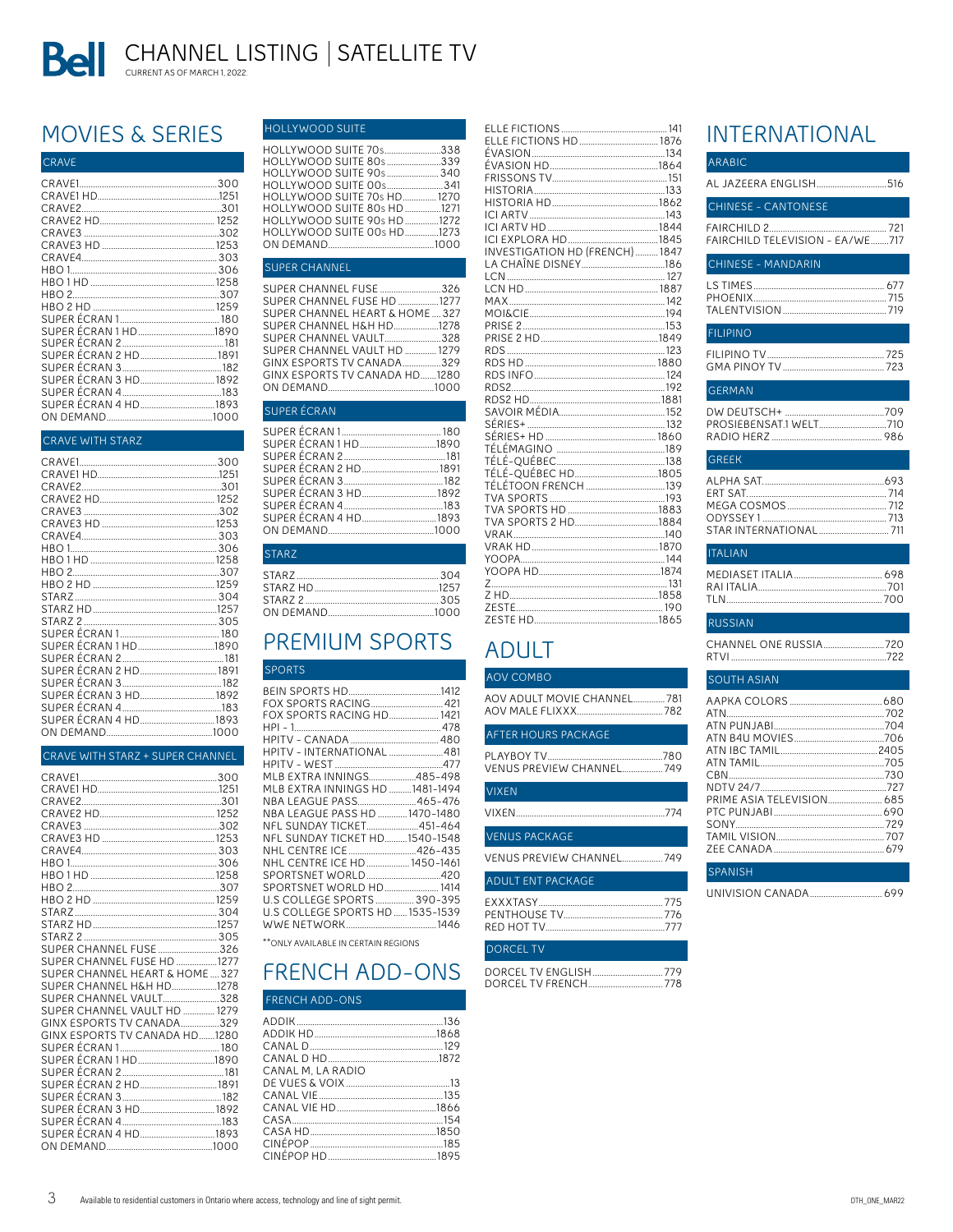# CHANNEL LISTING | SATELLITE TV

CURRENT AS OF MARCH 1, 2022.

## MOVIES & SERIES

### CRAVE

| | |
|---|---|
| CRAVE1 | 300 |
| CRAVE1 HD | 1251 |
| CRAVE2 | 301 |
| CRAVE2 HD | 1252 |
| CRAVE3 | 302 |
| CRAVE3 HD | 1253 |
| CRAVE4 | 303 |
| HBO 1 | 306 |
| HBO 1 HD | 1258 |
| HBO 2 | 307 |
| HBO 2 HD | 1259 |
| SUPER ÉCRAN 1 | 180 |
| SUPER ÉCRAN 1 HD | 1890 |
| SUPER ÉCRAN 2 | 181 |
| SUPER ÉCRAN 2 HD | 1891 |
| SUPER ÉCRAN 3 | 182 |
| SUPER ÉCRAN 3 HD | 1892 |
| SUPER ÉCRAN 4 | 183 |
| SUPER ÉCRAN 4 HD | 1893 |
| ON DEMAND | 1000 |

### CRAVE WITH STARZ

| | |
|---|---|
| CRAVE1 | 300 |
| CRAVE1 HD | 1251 |
| CRAVE2 | 301 |
| CRAVE2 HD | 1252 |
| CRAVE3 | 302 |
| CRAVE3 HD | 1253 |
| CRAVE4 | 303 |
| HBO 1 | 306 |
| HBO 1 HD | 1258 |
| HBO 2 | 307 |
| HBO 2 HD | 1259 |
| STARZ | 304 |
| STARZ HD | 1257 |
| STARZ 2 | 305 |
| SUPER ÉCRAN 1 | 180 |
| SUPER ÉCRAN 1 HD | 1890 |
| SUPER ÉCRAN 2 | 181 |
| SUPER ÉCRAN 2 HD | 1891 |
| SUPER ÉCRAN 3 | 182 |
| SUPER ÉCRAN 3 HD | 1892 |
| SUPER ÉCRAN 4 | 183 |
| SUPER ÉCRAN 4 HD | 1893 |
| ON DEMAND | 1000 |

### CRAVE WITH STARZ + SUPER CHANNEL

| | |
|---|---|
| CRAVE1 | 300 |
| CRAVE1 HD | 1251 |
| CRAVE2 | 301 |
| CRAVE2 HD | 1252 |
| CRAVE3 | 302 |
| CRAVE3 HD | 1253 |
| CRAVE4 | 303 |
| HBO 1 | 306 |
| HBO 1 HD | 1258 |
| HBO 2 | 307 |
| HBO 2 HD | 1259 |
| STARZ | 304 |
| STARZ HD | 1257 |
| STARZ 2 | 305 |
| SUPER CHANNEL FUSE | 326 |
| SUPER CHANNEL FUSE HD | 1277 |
| SUPER CHANNEL HEART & HOME | 327 |
| SUPER CHANNEL H&H HD | 1278 |
| SUPER CHANNEL VAULT | 328 |
| SUPER CHANNEL VAULT HD | 1279 |
| GINX ESPORTS TV CANADA | 329 |
| GINX ESPORTS TV CANADA HD | 1280 |
| SUPER ÉCRAN 1 | 180 |
| SUPER ÉCRAN 1 HD | 1890 |
| SUPER ÉCRAN 2 | 181 |
| SUPER ÉCRAN 2 HD | 1891 |
| SUPER ÉCRAN 3 | 182 |
| SUPER ÉCRAN 3 HD | 1892 |
| SUPER ÉCRAN 4 | 183 |
| SUPER ÉCRAN 4 HD | 1893 |
| ON DEMAND | 1000 |

### HOLLYWOOD SUITE

| | |
|---|---|
| HOLLYWOOD SUITE 70s | 338 |
| HOLLYWOOD SUITE 80s | 339 |
| HOLLYWOOD SUITE 90s | 340 |
| HOLLYWOOD SUITE 00s | 341 |
| HOLLYWOOD SUITE 70s HD | 1270 |
| HOLLYWOOD SUITE 80s HD | 1271 |
| HOLLYWOOD SUITE 90s HD | 1272 |
| HOLLYWOOD SUITE 00s HD | 1273 |
| ON DEMAND | 1000 |

### SUPER CHANNEL

| | |
|---|---|
| SUPER CHANNEL FUSE | 326 |
| SUPER CHANNEL FUSE HD | 1277 |
| SUPER CHANNEL HEART & HOME | 327 |
| SUPER CHANNEL H&H HD | 1278 |
| SUPER CHANNEL VAULT | 328 |
| SUPER CHANNEL VAULT HD | 1279 |
| GINX ESPORTS TV CANADA | 329 |
| GINX ESPORTS TV CANADA HD | 1280 |
| ON DEMAND | 1000 |

### SUPER ÉCRAN

| | |
|---|---|
| SUPER ÉCRAN 1 | 180 |
| SUPER ÉCRAN 1 HD | 1890 |
| SUPER ÉCRAN 2 | 181 |
| SUPER ÉCRAN 2 HD | 1891 |
| SUPER ÉCRAN 3 | 182 |
| SUPER ÉCRAN 3 HD | 1892 |
| SUPER ÉCRAN 4 | 183 |
| SUPER ÉCRAN 4 HD | 1893 |
| ON DEMAND | 1000 |

### STARZ

| | |
|---|---|
| STARZ | 304 |
| STARZ HD | 1257 |
| STARZ 2 | 305 |
| ON DEMAND | 1000 |

## PREMIUM SPORTS

### SPORTS

| | |
|---|---|
| BEIN SPORTS HD | 1412 |
| FOX SPORTS RACING | 421 |
| FOX SPORTS RACING HD | 1421 |
| HPI - 1 | 478 |
| HPITV - CANADA | 480 |
| HPITV - INTERNATIONAL | 481 |
| HPITV - WEST | 477 |
| MLB EXTRA INNINGS | 485-498 |
| MLB EXTRA INNINGS HD | 1481-1494 |
| NBA LEAGUE PASS | 465-476 |
| NBA LEAGUE PASS HD | 1470-1480 |
| NFL SUNDAY TICKET | 451-464 |
| NFL SUNDAY TICKET HD | 1540-1548 |
| NHL CENTRE ICE | 426-435 |
| NHL CENTRE ICE HD | 1450-1461 |
| SPORTSNET WORLD | 420 |
| SPORTSNET WORLD HD | 1414 |
| U.S COLLEGE SPORTS | 390-395 |
| U.S COLLEGE SPORTS HD | 1535-1539 |
| WWE NETWORK | 1446 |

**ONLY AVAILABLE IN CERTAIN REGIONS

## FRENCH ADD-ONS

### FRENCH ADD-ONS

| | |
|---|---|
| ADDIK | 136 |
| ADDIK HD | 1868 |
| CANAL D | 129 |
| CANAL D HD | 1872 |
| CANAL M, LA RADIO DE VUES & VOIX | 13 |
| CANAL VIE | 135 |
| CANAL VIE HD | 1866 |
| CASA | 154 |
| CASA HD | 1850 |
| CINÉPOP | 185 |
| CINÉPOP HD | 1895 |
| ELLE FICTIONS | 141 |
| ELLE FICTIONS HD | 1876 |
| ÉVASION | 134 |
| ÉVASION HD | 1864 |
| FRISSONS TV | 151 |
| HISTORIA | 133 |
| HISTORIA HD | 1862 |
| ICI ARTV | 143 |
| ICI ARTV HD | 1844 |
| ICI EXPLORA HD | 1845 |
| INVESTIGATION HD (FRENCH) | 1847 |
| LA CHAÎNE DISNEY | 186 |
| LCN | 127 |
| LCN HD | 1887 |
| MAX | 142 |
| MOI&CIE | 194 |
| PRISE 2 | 153 |
| PRISE 2 HD | 1849 |
| RDS | 123 |
| RDS HD | 1880 |
| RDS INFO | 124 |
| RDS2 | 192 |
| RDS2 HD | 1881 |
| SAVOIR MÉDIA | 152 |
| SÉRIES+ | 132 |
| SÉRIES+ HD | 1860 |
| TÉLÉMAGINO | 189 |
| TÉLÉ-QUÉBEC | 138 |
| TÉLÉ-QUÉBEC HD | 1805 |
| TÉLÉTOON FRENCH | 139 |
| TVA SPORTS | 193 |
| TVA SPORTS HD | 1883 |
| TVA SPORTS 2 HD | 1884 |
| VRAK | 140 |
| VRAK HD | 1870 |
| YOOPA | 144 |
| YOOPA HD | 1874 |
| Z | 131 |
| Z HD | 1858 |
| ZESTE | 190 |
| ZESTE HD | 1865 |

## ADULT

### AOV COMBO

| | |
|---|---|
| AOV ADULT MOVIE CHANNEL | 781 |
| AOV MALE FLIXXX | 782 |

### AFTER HOURS PACKAGE

| | |
|---|---|
| PLAYBOY TV | 780 |
| VENUS PREVIEW CHANNEL | 749 |

### VIXEN

| | |
|---|---|
| VIXEN | 774 |

### VENUS PACKAGE

| | |
|---|---|
| VENUS PREVIEW CHANNEL | 749 |

### ADULT ENT PACKAGE

| | |
|---|---|
| EXXXTASY | 775 |
| PENTHOUSE TV | 776 |
| RED HOT TV | 777 |

### DORCEL TV

| | |
|---|---|
| DORCEL TV ENGLISH | 779 |
| DORCEL TV FRENCH | 778 |

## INTERNATIONAL

### ARABIC

| | |
|---|---|
| AL JAZEERA ENGLISH | 516 |

### CHINESE - CANTONESE

| | |
|---|---|
| FAIRCHILD 2 | 721 |
| FAIRCHILD TELEVISION - EA/WE | 717 |

### CHINESE - MANDARIN

| | |
|---|---|
| LS TIMES | 677 |
| PHOENIX | 715 |
| TALENTVISION | 719 |

### FILIPINO

| | |
|---|---|
| FILIPINO TV | 725 |
| GMA PINOY TV | 723 |

### GERMAN

| | |
|---|---|
| DW DEUTSCH+ | 709 |
| PROSIEBENSAT.1 WELT | 710 |
| RADIO HERZ | 986 |

### GREEK

| | |
|---|---|
| ALPHA SAT. | 693 |
| ERT SAT. | 714 |
| MEGA COSMOS | 712 |
| ODYSSEY 1 | 713 |
| STAR INTERNATIONAL | 711 |

### ITALIAN

| | |
|---|---|
| MEDIASET ITALIA | 698 |
| RAI ITALIA | 701 |
| TLN | 700 |

### RUSSIAN

| | |
|---|---|
| CHANNEL ONE RUSSIA | 720 |
| RTVI | 722 |

### SOUTH ASIAN

| | |
|---|---|
| AAPKA COLORS | 680 |
| ATN | 702 |
| ATN PUNJABI | 704 |
| ATN B4U MOVIES | 706 |
| ATN IBC TAMIL | 2405 |
| ATN TAMIL | 705 |
| CBN | 730 |
| NDTV 24/7 | 727 |
| PRIME ASIA TELEVISION | 685 |
| PTC PUNJABI | 690 |
| SONY | 729 |
| TAMIL VISION | 707 |
| ZEE CANADA | 679 |

### SPANISH

| | |
|---|---|
| UNIVISION CANADA | 699 |

Available to residential customers in Ontario where access, technology and line of sight permit.